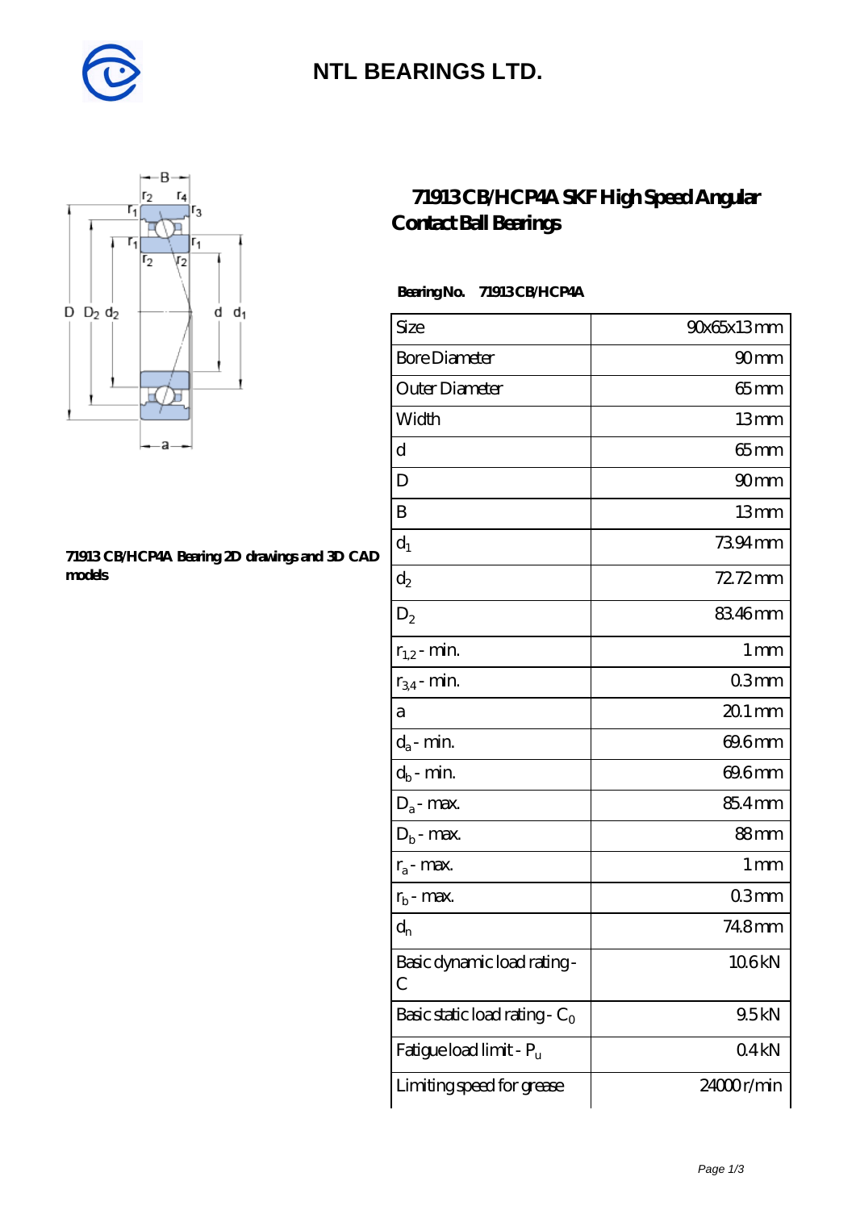# NTL BEARINGS LTD.

## 71913 CB/HCP4A SKF High Speed Angular Contact Ball Bearings

**71913 CB/HCP4A Bearing 2D drawings and 3D CAD models**

**Bearing No.** 71913 CB/HCP4A

| Size | 90x65x13 mm |
|---|---|
| Bore Diameter | 90 mm |
| Outer Diameter | 65 mm |
| Width | 13 mm |
| d | 65 mm |
| D | 90 mm |
| B | 13 mm |
| $d_1$ | 73.94 mm |
| $d_2$ | 72.72 mm |
| $D_2$ | 83.46 mm |
| $r_{1,2}$ - min. | 1 mm |
| $r_{3,4}$ - min. | 0.3 mm |
| a | 20.1 mm |
| $d_a$ - min. | 69.6 mm |
| $d_b$ - min. | 69.6 mm |
| $D_a$ - max. | 85.4 mm |
| $D_b$ - max. | 88 mm |
| $r_a$ - max. | 1 mm |
| $r_b$ - max. | 0.3 mm |
| $d_n$ | 74.8 mm |
| Basic dynamic load rating - C | 10.6 kN |
| Basic static load rating - $C_0$ | 9.5 kN |
| Fatigue load limit - $P_u$ | 0.4 kN |
| Limiting speed for grease | 24000 r/min |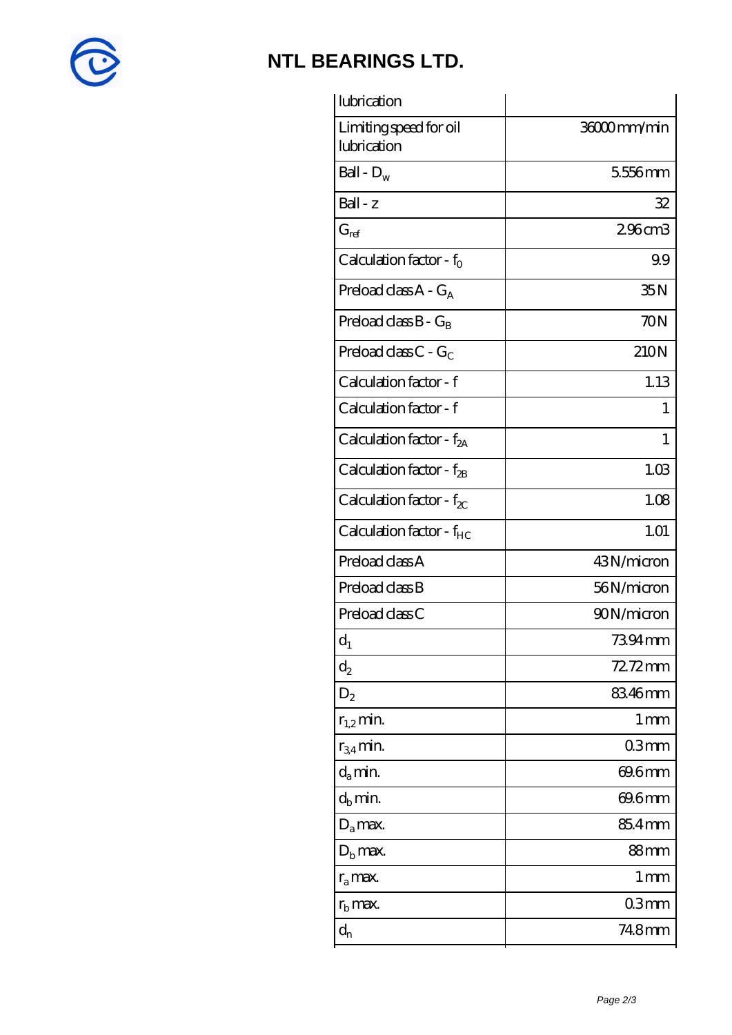# NTL BEARINGS LTD.

| | |
|---|---|
| lubrication | |
| Limiting speed for oil lubrication | 36000 mm/min |
| Ball - $D_w$ | 5.556 mm |
| Ball - z | 32 |
| $G_{ref}$ | 2.96 cm3 |
| Calculation factor - $f_0$ | 9.9 |
| Preload class A - $G_A$ | 35 N |
| Preload class B - $G_B$ | 70 N |
| Preload class C - $G_C$ | 210 N |
| Calculation factor - f | 1.13 |
| Calculation factor - f | 1 |
| Calculation factor - $f_{2A}$ | 1 |
| Calculation factor - $f_{2B}$ | 1.03 |
| Calculation factor - $f_{2C}$ | 1.08 |
| Calculation factor - $f_{HC}$ | 1.01 |
| Preload class A | 43 N/micron |
| Preload class B | 56 N/micron |
| Preload class C | 90 N/micron |
| $d_1$ | 73.94 mm |
| $d_2$ | 72.72 mm |
| $D_2$ | 83.46 mm |
| $r_{1,2}$ min. | 1 mm |
| $r_{3,4}$ min. | 0.3 mm |
| $d_a$ min. | 69.6 mm |
| $d_b$ min. | 69.6 mm |
| $D_a$ max. | 85.4 mm |
| $D_b$ max. | 88 mm |
| $r_a$ max. | 1 mm |
| $r_b$ max. | 0.3 mm |
| $d_n$ | 74.8 mm |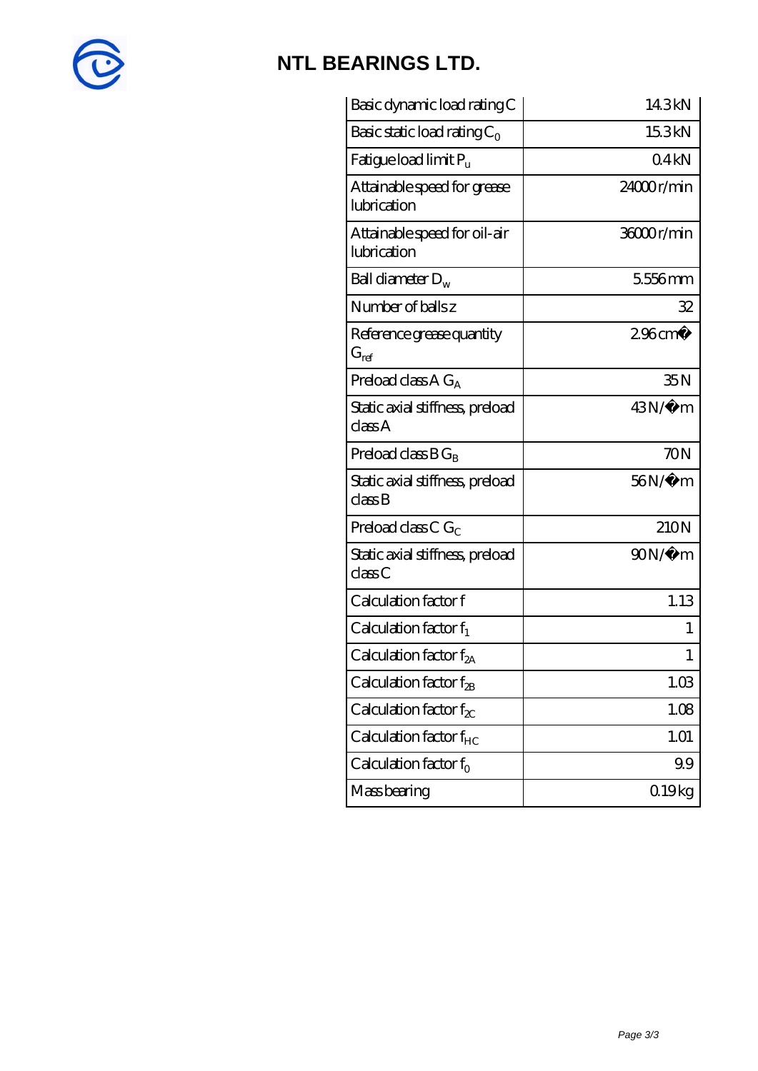# NTL BEARINGS LTD.

| | |
|---|---|
| Basic dynamic load rating C | 14.3 kN |
| Basic static load rating $C_0$ | 15.3 kN |
| Fatigue load limit $P_u$ | 0.4 kN |
| Attainable speed for grease lubrication | 24000 r/min |
| Attainable speed for oil-air lubrication | 36000 r/min |
| Ball diameter $D_w$ | 5.556 mm |
| Number of balls z | 32 |
| Reference grease quantity $G_{ref}$ | 2.96 cm� |
| Preload class A $G_A$ | 35 N |
| Static axial stiffness, preload class A | 43 N/�m |
| Preload class B $G_B$ | 70 N |
| Static axial stiffness, preload class B | 56 N/�m |
| Preload class C $G_C$ | 210 N |
| Static axial stiffness, preload class C | 90 N/�m |
| Calculation factor f | 1.13 |
| Calculation factor $f_1$ | 1 |
| Calculation factor $f_{2A}$ | 1 |
| Calculation factor $f_{2B}$ | 1.03 |
| Calculation factor $f_{2C}$ | 1.08 |
| Calculation factor $f_{HC}$ | 1.01 |
| Calculation factor $f_0$ | 9.9 |
| Mass bearing | 0.19 kg |